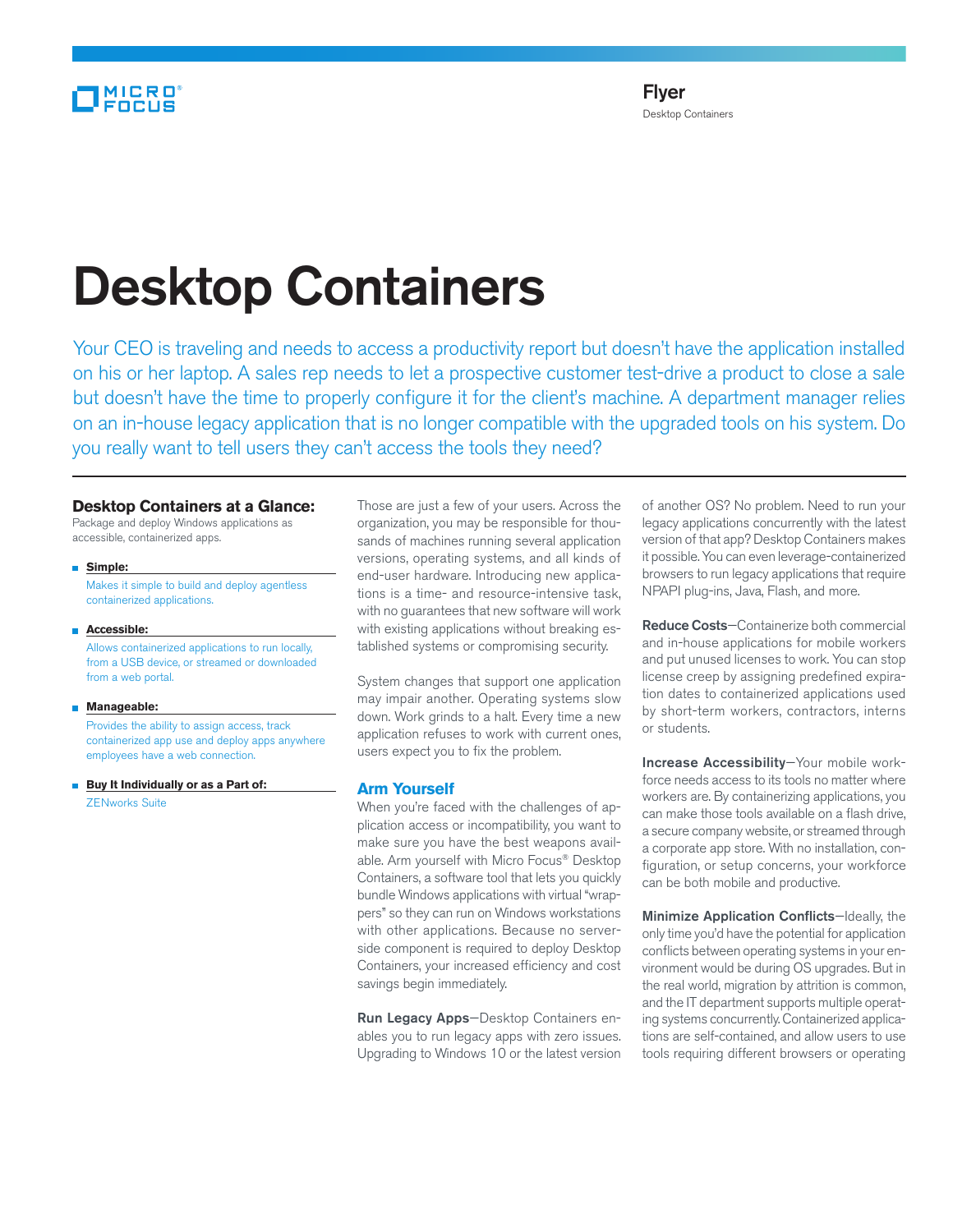Flyer
Desktop Containers

# Desktop Containers

Your CEO is traveling and needs to access a productivity report but doesn't have the application installed on his or her laptop. A sales rep needs to let a prospective customer test-drive a product to close a sale but doesn't have the time to properly configure it for the client's machine. A department manager relies on an in-house legacy application that is no longer compatible with the upgraded tools on his system. Do you really want to tell users they can't access the tools they need?

### Desktop Containers at a Glance:

Package and deploy Windows applications as accessible, containerized apps.

- **Simple:**
  Makes it simple to build and deploy agentless containerized applications.
- **Accessible:**
  Allows containerized applications to run locally, from a USB device, or streamed or downloaded from a web portal.
- **Manageable:**
  Provides the ability to assign access, track containerized app use and deploy apps anywhere employees have a web connection.
- **Buy It Individually or as a Part of:**
  ZENworks Suite

Those are just a few of your users. Across the organization, you may be responsible for thousands of machines running several application versions, operating systems, and all kinds of end-user hardware. Introducing new applications is a time- and resource-intensive task, with no guarantees that new software will work with existing applications without breaking established systems or compromising security.

System changes that support one application may impair another. Operating systems slow down. Work grinds to a halt. Every time a new application refuses to work with current ones, users expect you to fix the problem.

## Arm Yourself

When you're faced with the challenges of application access or incompatibility, you want to make sure you have the best weapons available. Arm yourself with Micro Focus® Desktop Containers, a software tool that lets you quickly bundle Windows applications with virtual "wrappers" so they can run on Windows workstations with other applications. Because no server-side component is required to deploy Desktop Containers, your increased efficiency and cost savings begin immediately.

**Run Legacy Apps**—Desktop Containers enables you to run legacy apps with zero issues. Upgrading to Windows 10 or the latest version of another OS? No problem. Need to run your legacy applications concurrently with the latest version of that app? Desktop Containers makes it possible. You can even leverage-containerized browsers to run legacy applications that require NPAPI plug-ins, Java, Flash, and more.

**Reduce Costs**—Containerize both commercial and in-house applications for mobile workers and put unused licenses to work. You can stop license creep by assigning predefined expiration dates to containerized applications used by short-term workers, contractors, interns or students.

**Increase Accessibility**—Your mobile workforce needs access to its tools no matter where workers are. By containerizing applications, you can make those tools available on a flash drive, a secure company website, or streamed through a corporate app store. With no installation, configuration, or setup concerns, your workforce can be both mobile and productive.

**Minimize Application Conflicts**—Ideally, the only time you'd have the potential for application conflicts between operating systems in your environment would be during OS upgrades. But in the real world, migration by attrition is common, and the IT department supports multiple operating systems concurrently. Containerized applications are self-contained, and allow users to use tools requiring different browsers or operating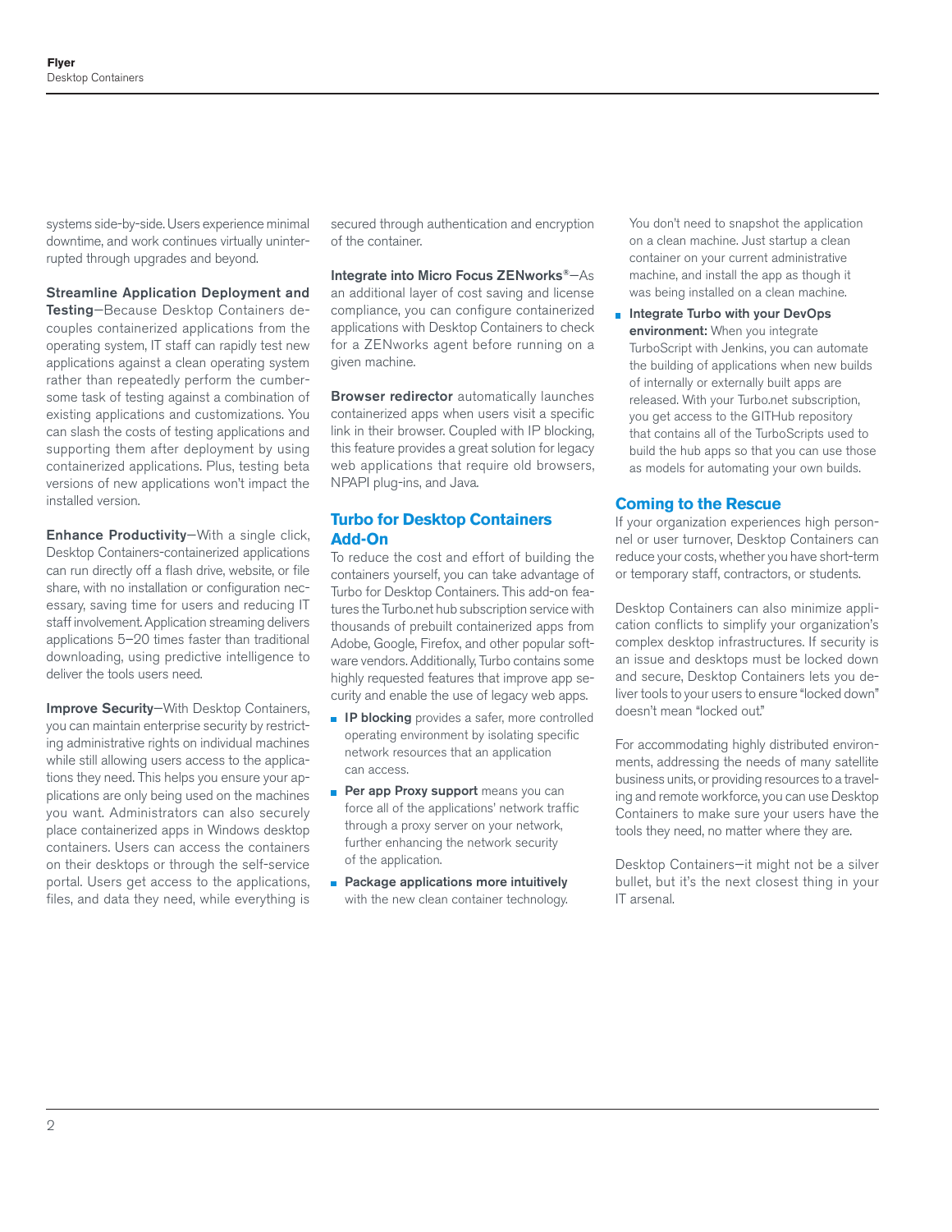systems side-by-side. Users experience minimal downtime, and work continues virtually uninterrupted through upgrades and beyond.

**Streamline Application Deployment and Testing**—Because Desktop Containers decouples containerized applications from the operating system, IT staff can rapidly test new applications against a clean operating system rather than repeatedly perform the cumbersome task of testing against a combination of existing applications and customizations. You can slash the costs of testing applications and supporting them after deployment by using containerized applications. Plus, testing beta versions of new applications won't impact the installed version.

**Enhance Productivity**—With a single click, Desktop Containers-containerized applications can run directly off a flash drive, website, or file share, with no installation or configuration necessary, saving time for users and reducing IT staff involvement. Application streaming delivers applications 5–20 times faster than traditional downloading, using predictive intelligence to deliver the tools users need.

**Improve Security**—With Desktop Containers, you can maintain enterprise security by restricting administrative rights on individual machines while still allowing users access to the applications they need. This helps you ensure your applications are only being used on the machines you want. Administrators can also securely place containerized apps in Windows desktop containers. Users can access the containers on their desktops or through the self-service portal. Users get access to the applications, files, and data they need, while everything is secured through authentication and encryption of the container.

**Integrate into Micro Focus ZENworks®**—As an additional layer of cost saving and license compliance, you can configure containerized applications with Desktop Containers to check for a ZENworks agent before running on a given machine.

**Browser redirector** automatically launches containerized apps when users visit a specific link in their browser. Coupled with IP blocking, this feature provides a great solution for legacy web applications that require old browsers, NPAPI plug-ins, and Java.

## Turbo for Desktop Containers Add-On

To reduce the cost and effort of building the containers yourself, you can take advantage of Turbo for Desktop Containers. This add-on features the Turbo.net hub subscription service with thousands of prebuilt containerized apps from Adobe, Google, Firefox, and other popular software vendors. Additionally, Turbo contains some highly requested features that improve app security and enable the use of legacy web apps.

- **IP blocking** provides a safer, more controlled operating environment by isolating specific network resources that an application can access.
- **Per app Proxy support** means you can force all of the applications' network traffic through a proxy server on your network, further enhancing the network security of the application.
- **Package applications more intuitively** with the new clean container technology. You don't need to snapshot the application on a clean machine. Just startup a clean container on your current administrative machine, and install the app as though it was being installed on a clean machine.
- **Integrate Turbo with your DevOps environment:** When you integrate TurboScript with Jenkins, you can automate the building of applications when new builds of internally or externally built apps are released. With your Turbo.net subscription, you get access to the GITHub repository that contains all of the TurboScripts used to build the hub apps so that you can use those as models for automating your own builds.

## Coming to the Rescue

If your organization experiences high personnel or user turnover, Desktop Containers can reduce your costs, whether you have short-term or temporary staff, contractors, or students.

Desktop Containers can also minimize application conflicts to simplify your organization's complex desktop infrastructures. If security is an issue and desktops must be locked down and secure, Desktop Containers lets you deliver tools to your users to ensure "locked down" doesn't mean "locked out."

For accommodating highly distributed environments, addressing the needs of many satellite business units, or providing resources to a traveling and remote workforce, you can use Desktop Containers to make sure your users have the tools they need, no matter where they are.

Desktop Containers—it might not be a silver bullet, but it's the next closest thing in your IT arsenal.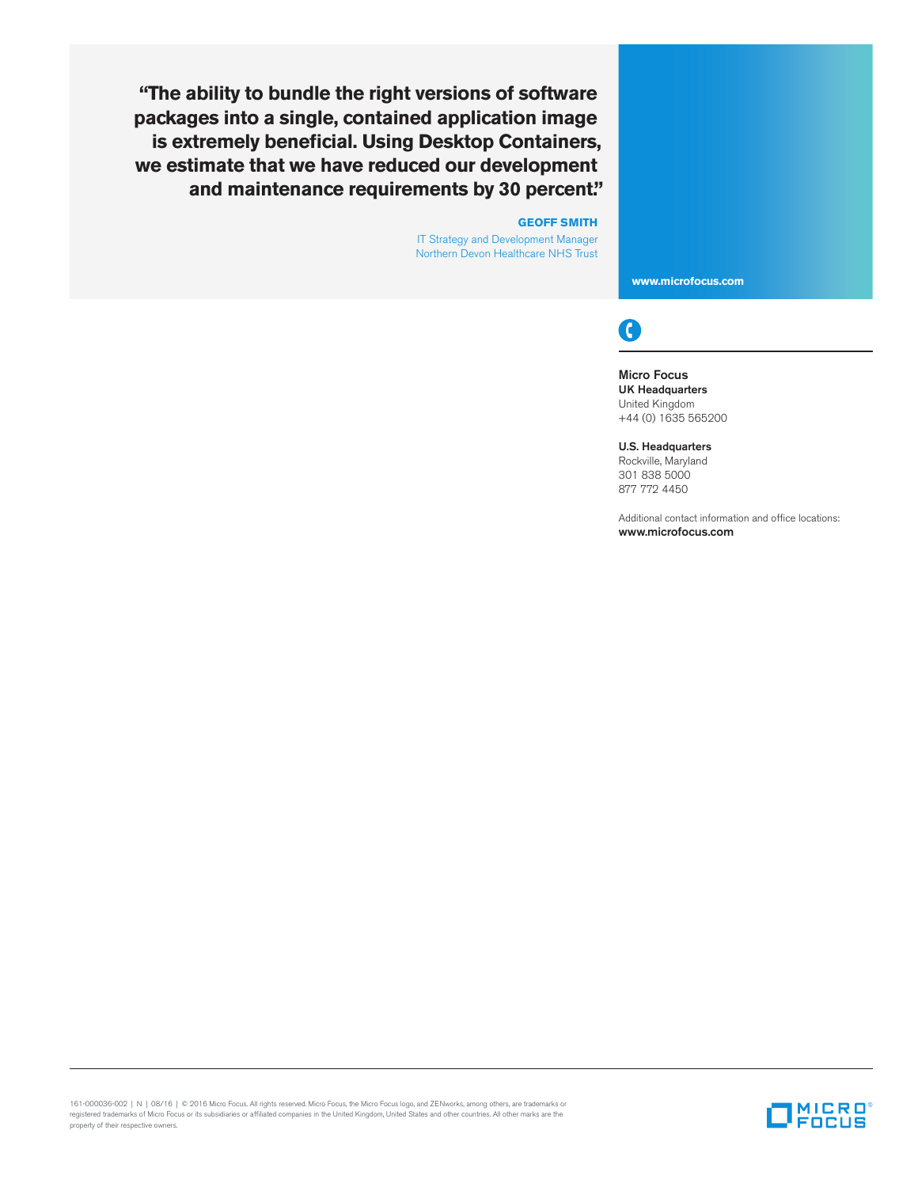**"The ability to bundle the right versions of software packages into a single, contained application image is extremely beneficial. Using Desktop Containers, we estimate that we have reduced our development and maintenance requirements by 30 percent."**

**GEOFF SMITH**
IT Strategy and Development Manager
Northern Devon Healthcare NHS Trust

**www.microfocus.com**

**Micro Focus**
**UK Headquarters**
United Kingdom
+44 (0) 1635 565200

**U.S. Headquarters**
Rockville, Maryland
301 838 5000
877 772 4450

Additional contact information and office locations:
**www.microfocus.com**

161-000036-002 | N | 08/16 | © 2016 Micro Focus. All rights reserved. Micro Focus, the Micro Focus logo, and ZENworks, among others, are trademarks or registered trademarks of Micro Focus or its subsidiaries or affiliated companies in the United Kingdom, United States and other countries. All other marks are the property of their respective owners.